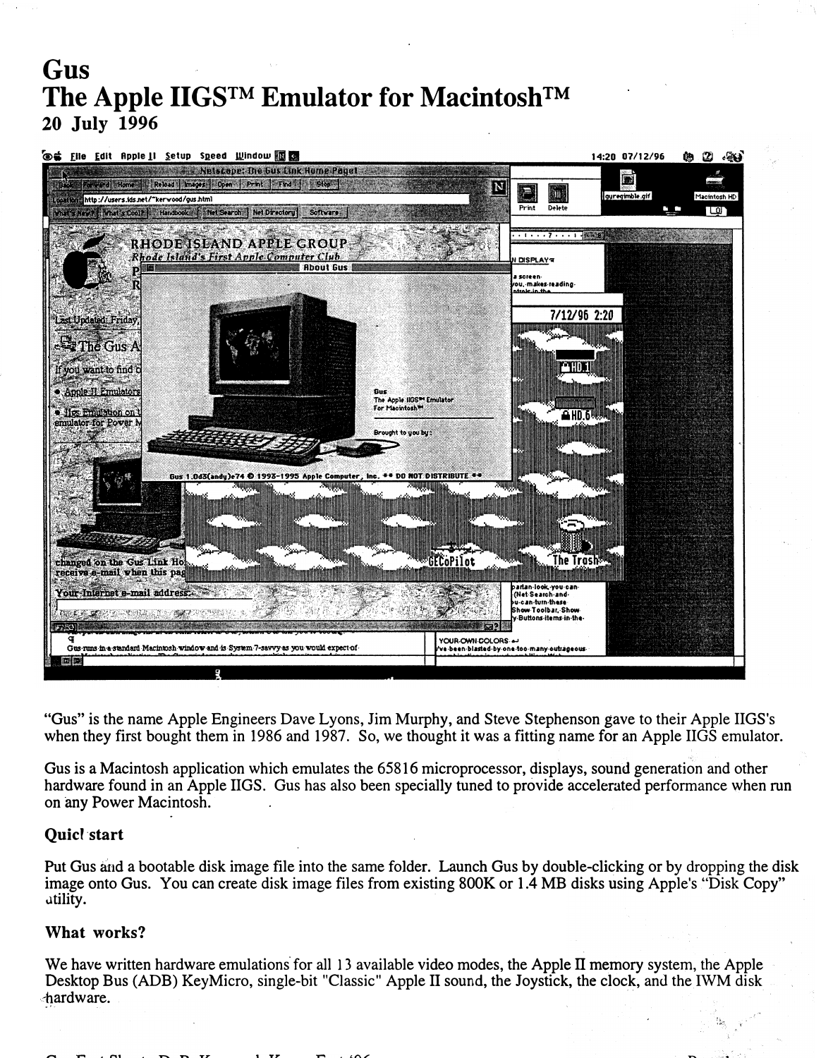# Gus
# The Apple IIGS™ Emulator for Macintosh™
## 20 July 1996

"Gus" is the name Apple Engineers Dave Lyons, Jim Murphy, and Steve Stephenson gave to their Apple IIGS's when they first bought them in 1986 and 1987. So, we thought it was a fitting name for an Apple IIGS emulator.

Gus is a Macintosh application which emulates the 65816 microprocessor, displays, sound generation and other hardware found in an Apple IIGS. Gus has also been specially tuned to provide accelerated performance when run on any Power Macintosh.

### Quick start

Put Gus and a bootable disk image file into the same folder. Launch Gus by double-clicking or by dropping the disk image onto Gus. You can create disk image files from existing 800K or 1.4 MB disks using Apple's "Disk Copy" utility.

### What works?

We have written hardware emulations for all 13 available video modes, the Apple II memory system, the Apple Desktop Bus (ADB) KeyMicro, single-bit "Classic" Apple II sound, the Joystick, the clock, and the IWM disk hardware.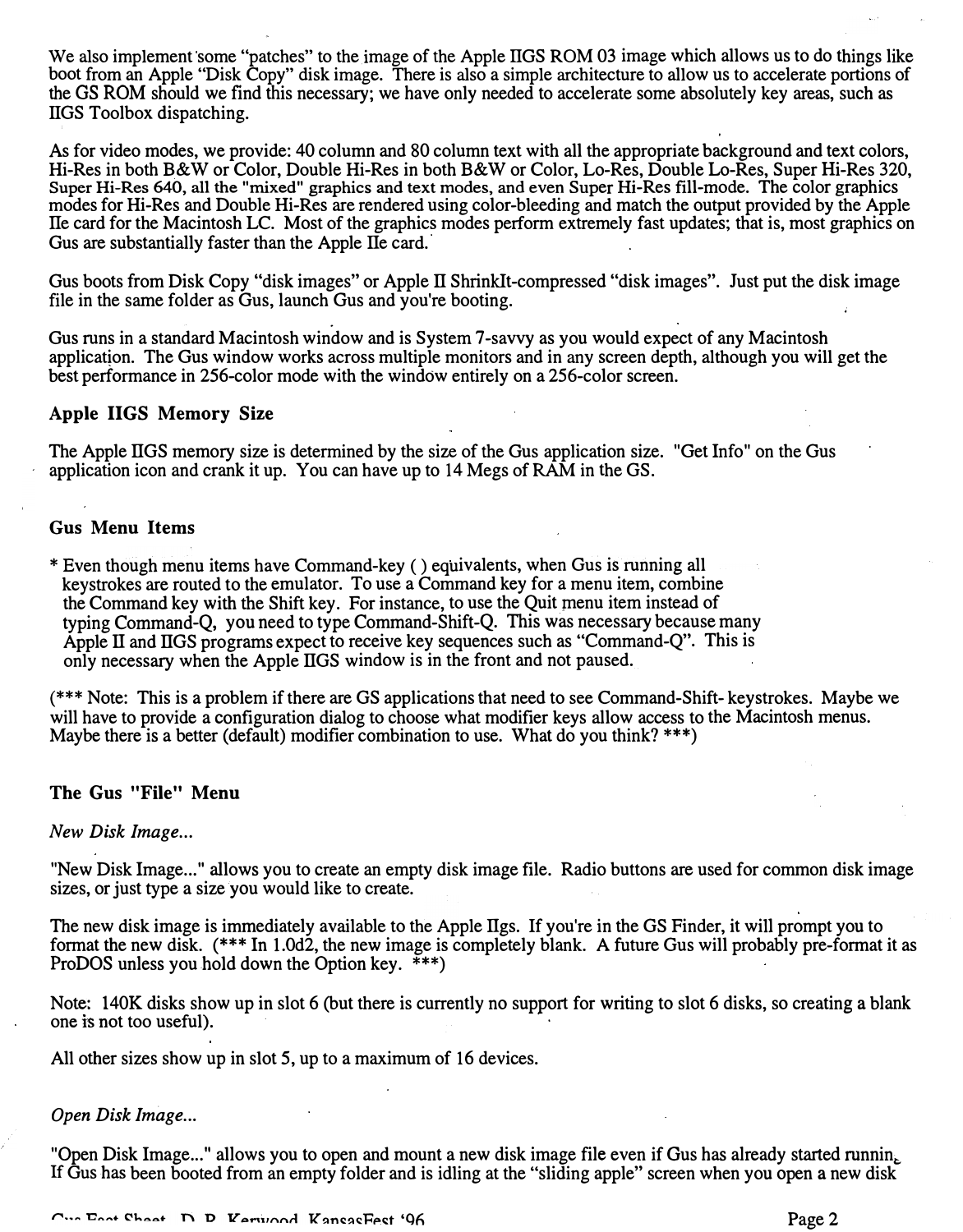We also implement some "patches" to the image of the Apple IIGS ROM 03 image which allows us to do things like boot from an Apple "Disk Copy" disk image. There is also a simple architecture to allow us to accelerate portions of the GS ROM should we find this necessary; we have only needed to accelerate some absolutely key areas, such as IIGS Toolbox dispatching.

As for video modes, we provide: 40 column and 80 column text with all the appropriate background and text colors, Hi-Res in both B&W or Color, Double Hi-Res in both B&W or Color, Lo-Res, Double Lo-Res, Super Hi-Res 320, Super Hi-Res 640, all the "mixed" graphics and text modes, and even Super Hi-Res fill-mode. The color graphics modes for Hi-Res and Double Hi-Res are rendered using color-bleeding and match the output provided by the Apple IIe card for the Macintosh LC. Most of the graphics modes perform extremely fast updates; that is, most graphics on Gus are substantially faster than the Apple IIe card.

Gus boots from Disk Copy "disk images" or Apple II ShrinkIt-compressed "disk images". Just put the disk image file in the same folder as Gus, launch Gus and you're booting.

Gus runs in a standard Macintosh window and is System 7-savvy as you would expect of any Macintosh application. The Gus window works across multiple monitors and in any screen depth, although you will get the best performance in 256-color mode with the window entirely on a 256-color screen.

### Apple IIGS Memory Size

The Apple IIGS memory size is determined by the size of the Gus application size. "Get Info" on the Gus application icon and crank it up. You can have up to 14 Megs of RAM in the GS.

### Gus Menu Items

* Even though menu items have Command-key ( ) equivalents, when Gus is running all keystrokes are routed to the emulator. To use a Command key for a menu item, combine the Command key with the Shift key. For instance, to use the Quit menu item instead of typing Command-Q, you need to type Command-Shift-Q. This was necessary because many Apple II and IIGS programs expect to receive key sequences such as "Command-Q". This is only necessary when the Apple IIGS window is in the front and not paused.

(*** Note: This is a problem if there are GS applications that need to see Command-Shift- keystrokes. Maybe we will have to provide a configuration dialog to choose what modifier keys allow access to the Macintosh menus. Maybe there is a better (default) modifier combination to use. What do you think? ***)

### The Gus "File" Menu

*New Disk Image...*

"New Disk Image..." allows you to create an empty disk image file. Radio buttons are used for common disk image sizes, or just type a size you would like to create.

The new disk image is immediately available to the Apple IIgs. If you're in the GS Finder, it will prompt you to format the new disk. (*** In 1.0d2, the new image is completely blank. A future Gus will probably pre-format it as ProDOS unless you hold down the Option key. ***)

Note: 140K disks show up in slot 6 (but there is currently no support for writing to slot 6 disks, so creating a blank one is not too useful).

All other sizes show up in slot 5, up to a maximum of 16 devices.

*Open Disk Image...*

"Open Disk Image..." allows you to open and mount a new disk image file even if Gus has already started running. If Gus has been booted from an empty folder and is idling at the "sliding apple" screen when you open a new disk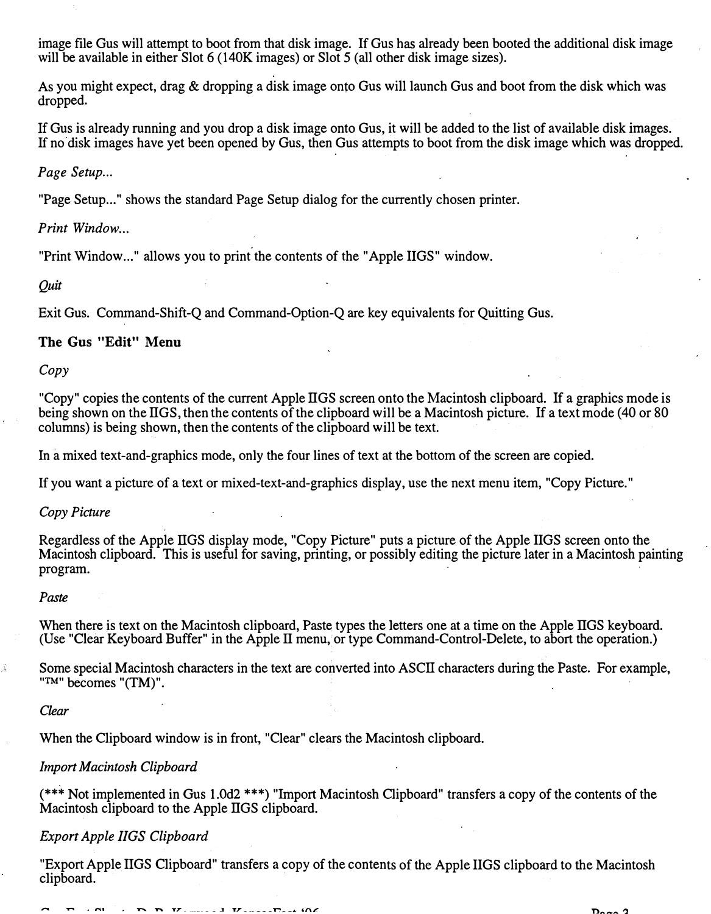image file Gus will attempt to boot from that disk image. If Gus has already been booted the additional disk image will be available in either Slot 6 (140K images) or Slot 5 (all other disk image sizes).

As you might expect, drag & dropping a disk image onto Gus will launch Gus and boot from the disk which was dropped.

If Gus is already running and you drop a disk image onto Gus, it will be added to the list of available disk images. If no disk images have yet been opened by Gus, then Gus attempts to boot from the disk image which was dropped.

*Page Setup...*

"Page Setup..." shows the standard Page Setup dialog for the currently chosen printer.

*Print Window...*

"Print Window..." allows you to print the contents of the "Apple IIGS" window.

*Quit*

Exit Gus. Command-Shift-Q and Command-Option-Q are key equivalents for Quitting Gus.

### The Gus "Edit" Menu

*Copy*

"Copy" copies the contents of the current Apple IIGS screen onto the Macintosh clipboard. If a graphics mode is being shown on the IIGS, then the contents of the clipboard will be a Macintosh picture. If a text mode (40 or 80 columns) is being shown, then the contents of the clipboard will be text.

In a mixed text-and-graphics mode, only the four lines of text at the bottom of the screen are copied.

If you want a picture of a text or mixed-text-and-graphics display, use the next menu item, "Copy Picture."

*Copy Picture*

Regardless of the Apple IIGS display mode, "Copy Picture" puts a picture of the Apple IIGS screen onto the Macintosh clipboard. This is useful for saving, printing, or possibly editing the picture later in a Macintosh painting program.

*Paste*

When there is text on the Macintosh clipboard, Paste types the letters one at a time on the Apple IIGS keyboard. (Use "Clear Keyboard Buffer" in the Apple II menu, or type Command-Control-Delete, to abort the operation.)

Some special Macintosh characters in the text are converted into ASCII characters during the Paste. For example, "™" becomes "(TM)".

*Clear*

When the Clipboard window is in front, "Clear" clears the Macintosh clipboard.

*Import Macintosh Clipboard*

(*** Not implemented in Gus 1.0d2 ***) "Import Macintosh Clipboard" transfers a copy of the contents of the Macintosh clipboard to the Apple IIGS clipboard.

*Export Apple IIGS Clipboard*

"Export Apple IIGS Clipboard" transfers a copy of the contents of the Apple IIGS clipboard to the Macintosh clipboard.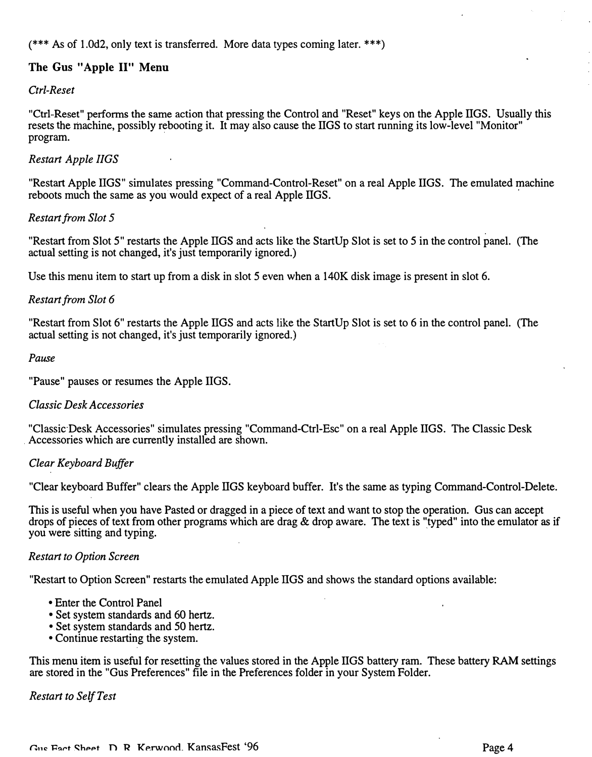(*** As of 1.0d2, only text is transferred. More data types coming later. ***)

### The Gus "Apple II" Menu

*Ctrl-Reset*

"Ctrl-Reset" performs the same action that pressing the Control and "Reset" keys on the Apple IIGS. Usually this resets the machine, possibly rebooting it. It may also cause the IIGS to start running its low-level "Monitor" program.

*Restart Apple IIGS*

"Restart Apple IIGS" simulates pressing "Command-Control-Reset" on a real Apple IIGS. The emulated machine reboots much the same as you would expect of a real Apple IIGS.

*Restart from Slot 5*

"Restart from Slot 5" restarts the Apple IIGS and acts like the StartUp Slot is set to 5 in the control panel. (The actual setting is not changed, it's just temporarily ignored.)

Use this menu item to start up from a disk in slot 5 even when a 140K disk image is present in slot 6.

*Restart from Slot 6*

"Restart from Slot 6" restarts the Apple IIGS and acts like the StartUp Slot is set to 6 in the control panel. (The actual setting is not changed, it's just temporarily ignored.)

*Pause*

"Pause" pauses or resumes the Apple IIGS.

*Classic Desk Accessories*

"Classic Desk Accessories" simulates pressing "Command-Ctrl-Esc" on a real Apple IIGS. The Classic Desk Accessories which are currently installed are shown.

*Clear Keyboard Buffer*

"Clear keyboard Buffer" clears the Apple IIGS keyboard buffer. It's the same as typing Command-Control-Delete.

This is useful when you have Pasted or dragged in a piece of text and want to stop the operation. Gus can accept drops of pieces of text from other programs which are drag & drop aware. The text is "typed" into the emulator as if you were sitting and typing.

*Restart to Option Screen*

"Restart to Option Screen" restarts the emulated Apple IIGS and shows the standard options available:

- Enter the Control Panel
- Set system standards and 60 hertz.
- Set system standards and 50 hertz.
- Continue restarting the system.

This menu item is useful for resetting the values stored in the Apple IIGS battery ram. These battery RAM settings are stored in the "Gus Preferences" file in the Preferences folder in your System Folder.

*Restart to Self Test*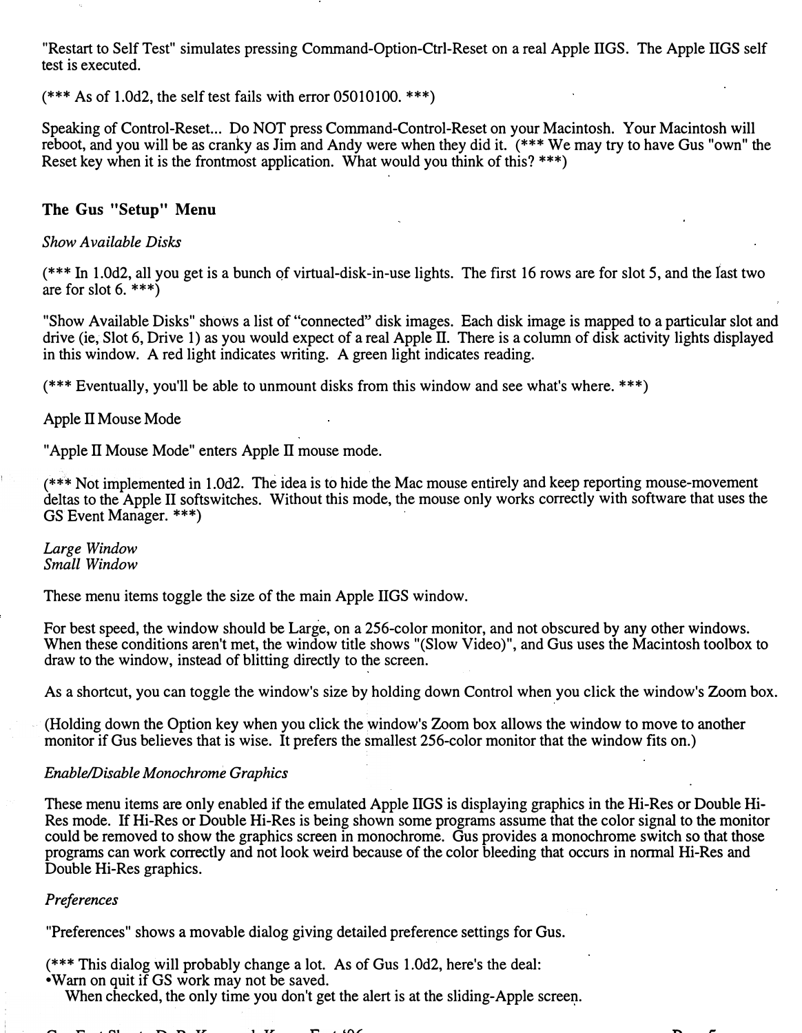"Restart to Self Test" simulates pressing Command-Option-Ctrl-Reset on a real Apple IIGS. The Apple IIGS self test is executed.

(*** As of 1.0d2, the self test fails with error 05010100. ***)

Speaking of Control-Reset... Do NOT press Command-Control-Reset on your Macintosh. Your Macintosh will reboot, and you will be as cranky as Jim and Andy were when they did it. (*** We may try to have Gus "own" the Reset key when it is the frontmost application. What would you think of this? ***)

## The Gus "Setup" Menu

*Show Available Disks*

(*** In 1.0d2, all you get is a bunch of virtual-disk-in-use lights. The first 16 rows are for slot 5, and the last two are for slot 6. ***)

"Show Available Disks" shows a list of "connected" disk images. Each disk image is mapped to a particular slot and drive (ie, Slot 6, Drive 1) as you would expect of a real Apple II. There is a column of disk activity lights displayed in this window. A red light indicates writing. A green light indicates reading.

(*** Eventually, you'll be able to unmount disks from this window and see what's where. ***)

Apple II Mouse Mode

"Apple II Mouse Mode" enters Apple II mouse mode.

(*** Not implemented in 1.0d2. The idea is to hide the Mac mouse entirely and keep reporting mouse-movement deltas to the Apple II softswitches. Without this mode, the mouse only works correctly with software that uses the GS Event Manager. ***)

*Large Window*
*Small Window*

These menu items toggle the size of the main Apple IIGS window.

For best speed, the window should be Large, on a 256-color monitor, and not obscured by any other windows. When these conditions aren't met, the window title shows "(Slow Video)", and Gus uses the Macintosh toolbox to draw to the window, instead of blitting directly to the screen.

As a shortcut, you can toggle the window's size by holding down Control when you click the window's Zoom box.

(Holding down the Option key when you click the window's Zoom box allows the window to move to another monitor if Gus believes that is wise. It prefers the smallest 256-color monitor that the window fits on.)

*Enable/Disable Monochrome Graphics*

These menu items are only enabled if the emulated Apple IIGS is displaying graphics in the Hi-Res or Double Hi-Res mode. If Hi-Res or Double Hi-Res is being shown some programs assume that the color signal to the monitor could be removed to show the graphics screen in monochrome. Gus provides a monochrome switch so that those programs can work correctly and not look weird because of the color bleeding that occurs in normal Hi-Res and Double Hi-Res graphics.

*Preferences*

"Preferences" shows a movable dialog giving detailed preference settings for Gus.

(*** This dialog will probably change a lot. As of Gus 1.0d2, here's the deal:
•Warn on quit if GS work may not be saved.
When checked, the only time you don't get the alert is at the sliding-Apple screen.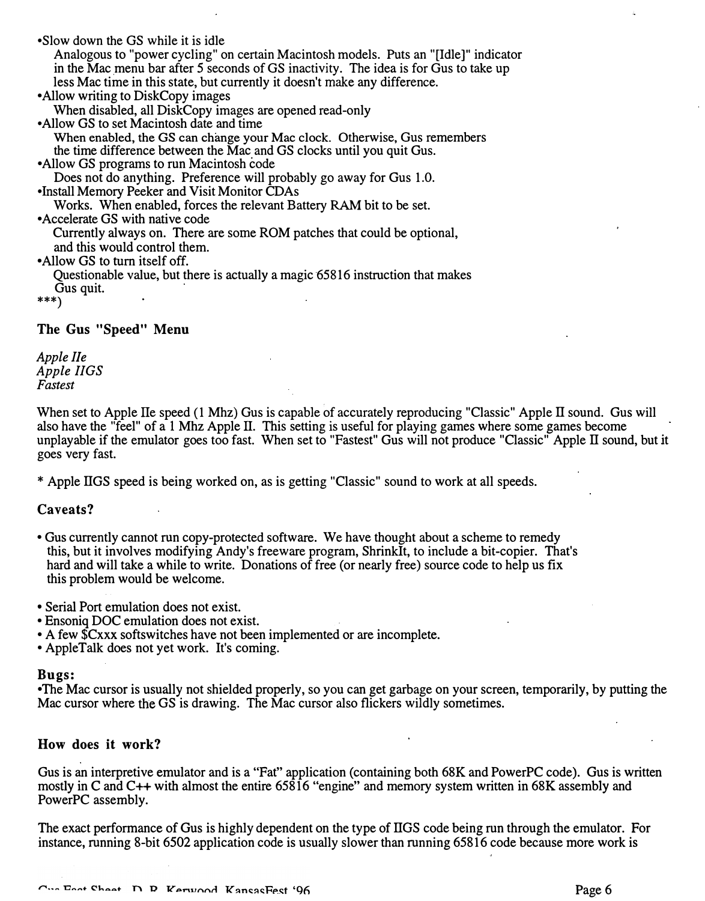- •Slow down the GS while it is idle
  Analogous to "power cycling" on certain Macintosh models. Puts an "[Idle]" indicator in the Mac menu bar after 5 seconds of GS inactivity. The idea is for Gus to take up less Mac time in this state, but currently it doesn't make any difference.
- •Allow writing to DiskCopy images
  When disabled, all DiskCopy images are opened read-only
- •Allow GS to set Macintosh date and time
  When enabled, the GS can change your Mac clock. Otherwise, Gus remembers the time difference between the Mac and GS clocks until you quit Gus.
- •Allow GS programs to run Macintosh code
  Does not do anything. Preference will probably go away for Gus 1.0.
- •Install Memory Peeker and Visit Monitor CDAs
  Works. When enabled, forces the relevant Battery RAM bit to be set.
- •Accelerate GS with native code
  Currently always on. There are some ROM patches that could be optional, and this would control them.
- •Allow GS to turn itself off.
  Questionable value, but there is actually a magic 65816 instruction that makes Gus quit.

***)

### The Gus "Speed" Menu

*Apple IIe*
*Apple IIGS*
*Fastest*

When set to Apple IIe speed (1 Mhz) Gus is capable of accurately reproducing "Classic" Apple II sound. Gus will also have the "feel" of a 1 Mhz Apple II. This setting is useful for playing games where some games become unplayable if the emulator goes too fast. When set to "Fastest" Gus will not produce "Classic" Apple II sound, but it goes very fast.

* Apple IIGS speed is being worked on, as is getting "Classic" sound to work at all speeds.

### Caveats?

- Gus currently cannot run copy-protected software. We have thought about a scheme to remedy this, but it involves modifying Andy's freeware program, ShrinkIt, to include a bit-copier. That's hard and will take a while to write. Donations of free (or nearly free) source code to help us fix this problem would be welcome.

- Serial Port emulation does not exist.
- Ensoniq DOC emulation does not exist.
- A few $Cxxx softswitches have not been implemented or are incomplete.
- AppleTalk does not yet work. It's coming.

### Bugs:

•The Mac cursor is usually not shielded properly, so you can get garbage on your screen, temporarily, by putting the Mac cursor where the GS is drawing. The Mac cursor also flickers wildly sometimes.

### How does it work?

Gus is an interpretive emulator and is a "Fat" application (containing both 68K and PowerPC code). Gus is written mostly in C and C++ with almost the entire 65816 "engine" and memory system written in 68K assembly and PowerPC assembly.

The exact performance of Gus is highly dependent on the type of IIGS code being run through the emulator. For instance, running 8-bit 6502 application code is usually slower than running 65816 code because more work is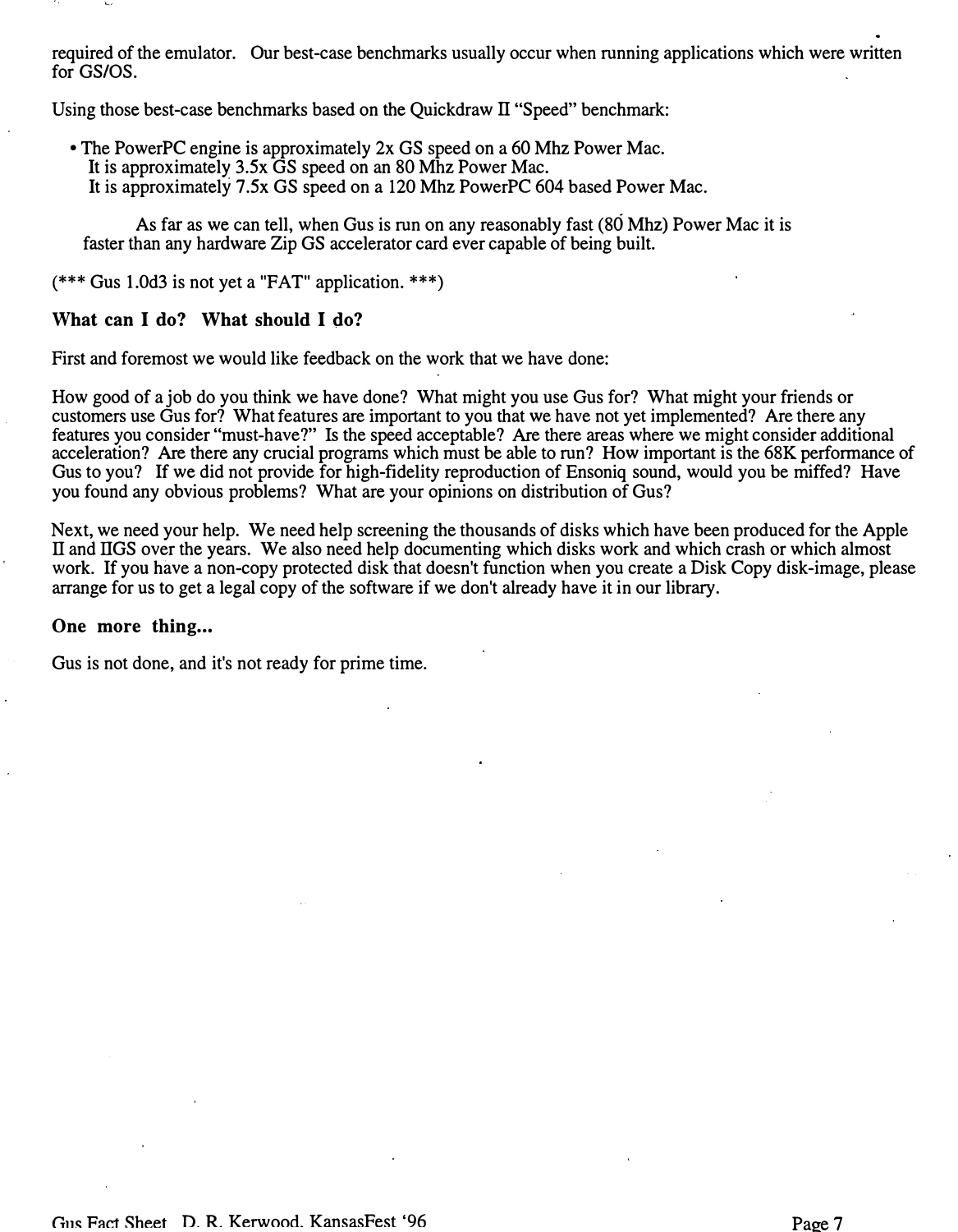required of the emulator. Our best-case benchmarks usually occur when running applications which were written for GS/OS.

Using those best-case benchmarks based on the Quickdraw II "Speed" benchmark:

- The PowerPC engine is approximately 2x GS speed on a 60 Mhz Power Mac.
  It is approximately 3.5x GS speed on an 80 Mhz Power Mac.
  It is approximately 7.5x GS speed on a 120 Mhz PowerPC 604 based Power Mac.

    As far as we can tell, when Gus is run on any reasonably fast (80 Mhz) Power Mac it is faster than any hardware Zip GS accelerator card ever capable of being built.

(*** Gus 1.0d3 is not yet a "FAT" application. ***)

### What can I do? What should I do?

First and foremost we would like feedback on the work that we have done:

How good of a job do you think we have done? What might you use Gus for? What might your friends or customers use Gus for? What features are important to you that we have not yet implemented? Are there any features you consider "must-have?" Is the speed acceptable? Are there areas where we might consider additional acceleration? Are there any crucial programs which must be able to run? How important is the 68K performance of Gus to you? If we did not provide for high-fidelity reproduction of Ensoniq sound, would you be miffed? Have you found any obvious problems? What are your opinions on distribution of Gus?

Next, we need your help. We need help screening the thousands of disks which have been produced for the Apple II and IIGS over the years. We also need help documenting which disks work and which crash or which almost work. If you have a non-copy protected disk that doesn't function when you create a Disk Copy disk-image, please arrange for us to get a legal copy of the software if we don't already have it in our library.

### One more thing...

Gus is not done, and it's not ready for prime time.